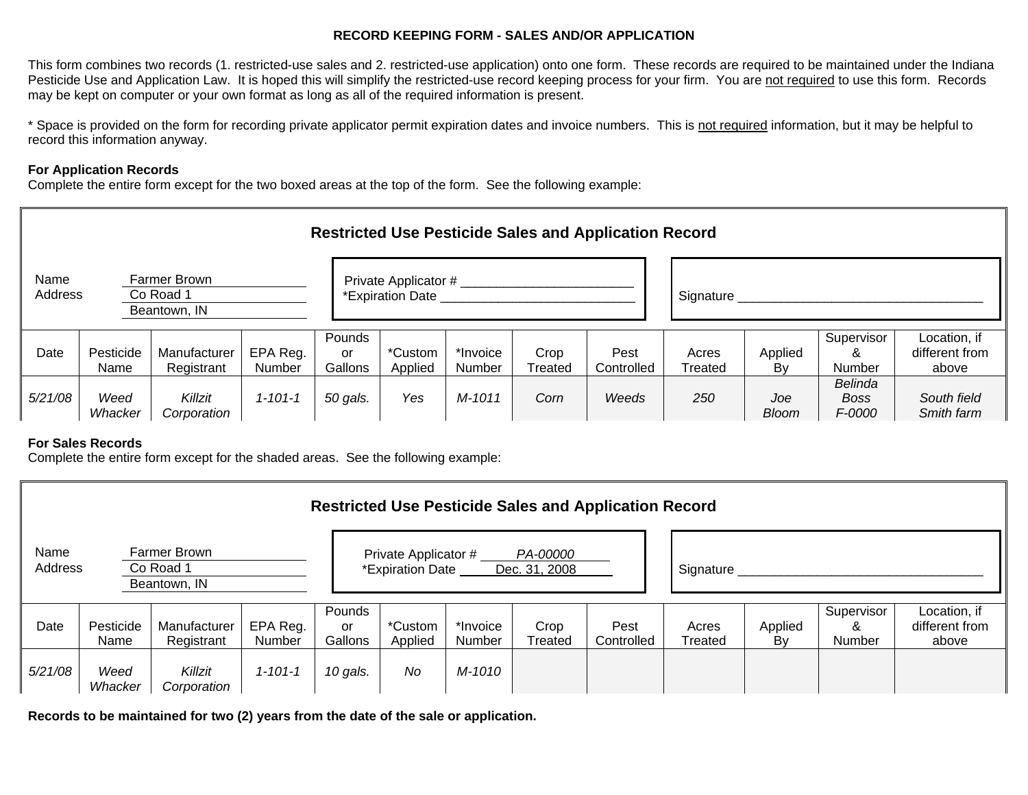# RECORD KEEPING FORM - SALES AND/OR APPLICATION

This form combines two records (1. restricted-use sales and 2. restricted-use application) onto one form. These records are required to be maintained under the Indiana Pesticide Use and Application Law. It is hoped this will simplify the restricted-use record keeping process for your firm. You are not required to use this form. Records may be kept on computer or your own format as long as all of the required information is present.

* Space is provided on the form for recording private applicator permit expiration dates and invoice numbers. This is not required information, but it may be helpful to record this information anyway.

**For Application Records**
Complete the entire form except for the two boxed areas at the top of the form. See the following example:

## Restricted Use Pesticide Sales and Application Record

Name: Farmer Brown
Address: Co Road 1
Beantown, IN

Private Applicator # ________________________
*Expiration Date ___________________________

Signature ___________________________________

| Date | Pesticide Name | Manufacturer Registrant | EPA Reg. Number | Pounds or Gallons | *Custom Applied | *Invoice Number | Crop Treated | Pest Controlled | Acres Treated | Applied By | Supervisor & Number | Location, if different from above |
|---|---|---|---|---|---|---|---|---|---|---|---|---|
| *5/21/08* | *Weed Whacker* | *Killzit Corporation* | *1-101-1* | *50 gals.* | *Yes* | *M-1011* | *Corn* | *Weeds* | *250* | *Joe Bloom* | *Belinda Boss F-0000* | *South field Smith farm* |

**For Sales Records**
Complete the entire form except for the shaded areas. See the following example:

## Restricted Use Pesticide Sales and Application Record

Name: Farmer Brown
Address: Co Road 1
Beantown, IN

Private Applicator # *PA-00000*
*Expiration Date *Dec. 31, 2008*

Signature ___________________________________

| Date | Pesticide Name | Manufacturer Registrant | EPA Reg. Number | Pounds or Gallons | *Custom Applied | *Invoice Number | Crop Treated | Pest Controlled | Acres Treated | Applied By | Supervisor & Number | Location, if different from above |
|---|---|---|---|---|---|---|---|---|---|---|---|---|
| *5/21/08* | *Weed Whacker* | *Killzit Corporation* | *1-101-1* | *10 gals.* | *No* | *M-1010* | | | | | | |

**Records to be maintained for two (2) years from the date of the sale or application.**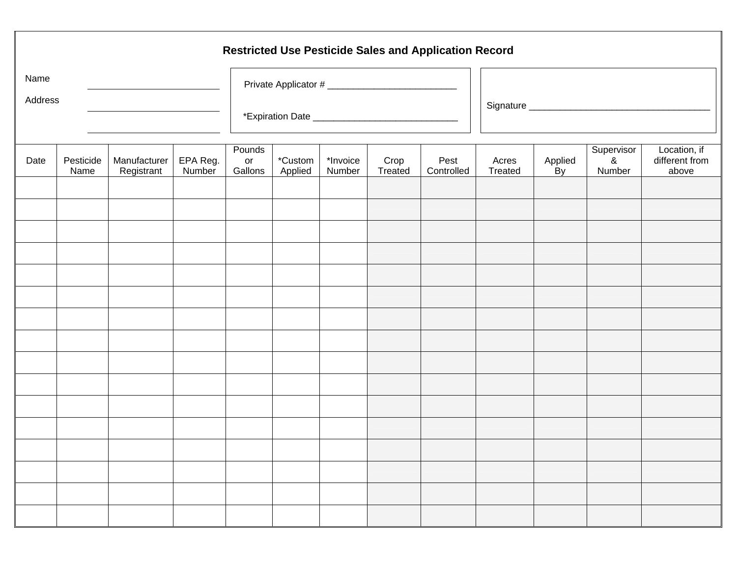# Restricted Use Pesticide Sales and Application Record

Name ____________________________

Address ____________________________

____________________________

Private Applicator # ____________________________

*Expiration Date ____________________________

Signature ____________________________

| Date | Pesticide Name | Manufacturer Registrant | EPA Reg. Number | Pounds or Gallons | *Custom Applied | *Invoice Number | Crop Treated | Pest Controlled | Acres Treated | Applied By | Supervisor & Number | Location, if different from above |
|---|---|---|---|---|---|---|---|---|---|---|---|---|
| | | | | | | | | | | | | |
| | | | | | | | | | | | | |
| | | | | | | | | | | | | |
| | | | | | | | | | | | | |
| | | | | | | | | | | | | |
| | | | | | | | | | | | | |
| | | | | | | | | | | | | |
| | | | | | | | | | | | | |
| | | | | | | | | | | | | |
| | | | | | | | | | | | | |
| | | | | | | | | | | | | |
| | | | | | | | | | | | | |
| | | | | | | | | | | | | |
| | | | | | | | | | | | | |
| | | | | | | | | | | | | |
| | | | | | | | | | | | | |